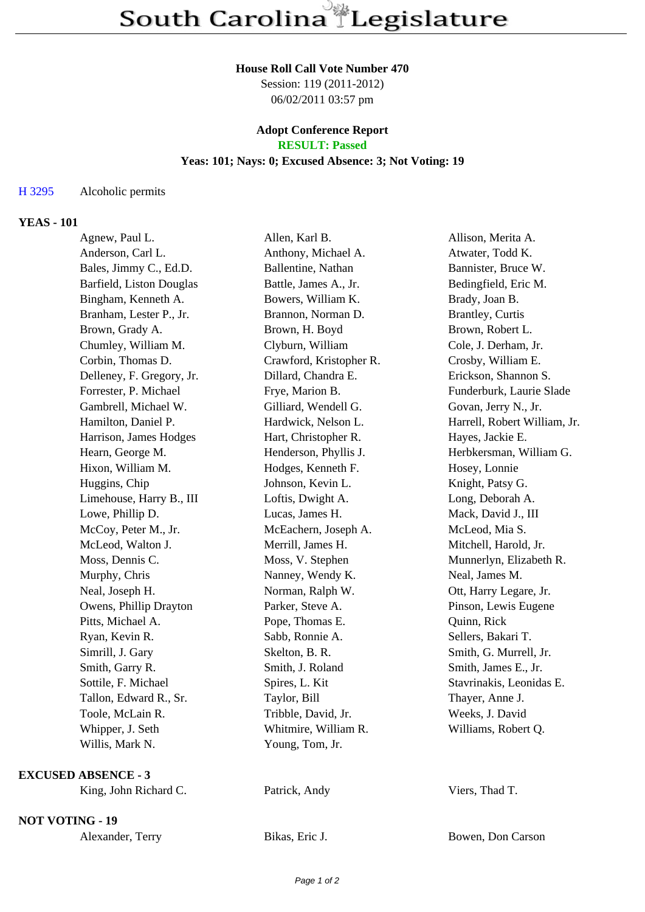# South Carolina Legislature

**House Roll Call Vote Number 470**
Session: 119 (2011-2012)
06/02/2011 03:57 pm

**Adopt Conference Report**
**RESULT: Passed**
**Yeas: 101; Nays: 0; Excused Absence: 3; Not Voting: 19**

H 3295 Alcoholic permits

## YEAS - 101

| | | |
|---|---|---|
| Agnew, Paul L. | Allen, Karl B. | Allison, Merita A. |
| Anderson, Carl L. | Anthony, Michael A. | Atwater, Todd K. |
| Bales, Jimmy C., Ed.D. | Ballentine, Nathan | Bannister, Bruce W. |
| Barfield, Liston Douglas | Battle, James A., Jr. | Bedingfield, Eric M. |
| Bingham, Kenneth A. | Bowers, William K. | Brady, Joan B. |
| Branham, Lester P., Jr. | Brannon, Norman D. | Brantley, Curtis |
| Brown, Grady A. | Brown, H. Boyd | Brown, Robert L. |
| Chumley, William M. | Clyburn, William | Cole, J. Derham, Jr. |
| Corbin, Thomas D. | Crawford, Kristopher R. | Crosby, William E. |
| Delleney, F. Gregory, Jr. | Dillard, Chandra E. | Erickson, Shannon S. |
| Forrester, P. Michael | Frye, Marion B. | Funderburk, Laurie Slade |
| Gambrell, Michael W. | Gilliard, Wendell G. | Govan, Jerry N., Jr. |
| Hamilton, Daniel P. | Hardwick, Nelson L. | Harrell, Robert William, Jr. |
| Harrison, James Hodges | Hart, Christopher R. | Hayes, Jackie E. |
| Hearn, George M. | Henderson, Phyllis J. | Herbkersman, William G. |
| Hixon, William M. | Hodges, Kenneth F. | Hosey, Lonnie |
| Huggins, Chip | Johnson, Kevin L. | Knight, Patsy G. |
| Limehouse, Harry B., III | Loftis, Dwight A. | Long, Deborah A. |
| Lowe, Phillip D. | Lucas, James H. | Mack, David J., III |
| McCoy, Peter M., Jr. | McEachern, Joseph A. | McLeod, Mia S. |
| McLeod, Walton J. | Merrill, James H. | Mitchell, Harold, Jr. |
| Moss, Dennis C. | Moss, V. Stephen | Munnerlyn, Elizabeth R. |
| Murphy, Chris | Nanney, Wendy K. | Neal, James M. |
| Neal, Joseph H. | Norman, Ralph W. | Ott, Harry Legare, Jr. |
| Owens, Phillip Drayton | Parker, Steve A. | Pinson, Lewis Eugene |
| Pitts, Michael A. | Pope, Thomas E. | Quinn, Rick |
| Ryan, Kevin R. | Sabb, Ronnie A. | Sellers, Bakari T. |
| Simrill, J. Gary | Skelton, B. R. | Smith, G. Murrell, Jr. |
| Smith, Garry R. | Smith, J. Roland | Smith, James E., Jr. |
| Sottile, F. Michael | Spires, L. Kit | Stavrinakis, Leonidas E. |
| Tallon, Edward R., Sr. | Taylor, Bill | Thayer, Anne J. |
| Toole, McLain R. | Tribble, David, Jr. | Weeks, J. David |
| Whipper, J. Seth | Whitmire, William R. | Williams, Robert Q. |
| Willis, Mark N. | Young, Tom, Jr. | |

## EXCUSED ABSENCE - 3

| | | |
|---|---|---|
| King, John Richard C. | Patrick, Andy | Viers, Thad T. |

## NOT VOTING - 19

| | | |
|---|---|---|
| Alexander, Terry | Bikas, Eric J. | Bowen, Don Carson |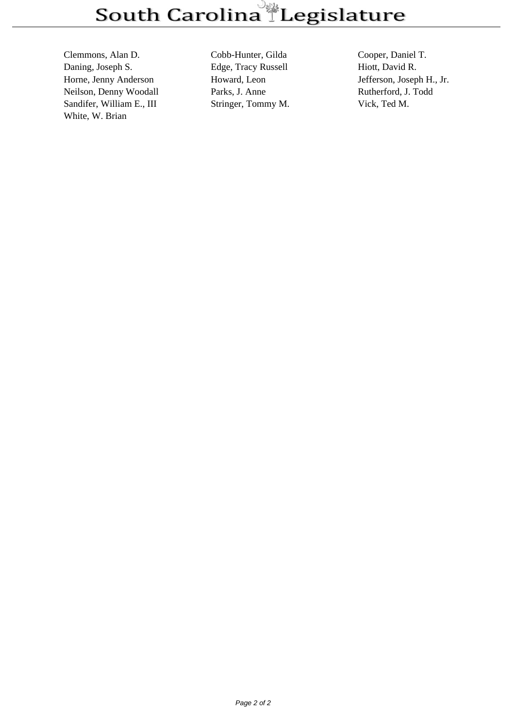| | | |
|---|---|---|
| Clemmons, Alan D. | Cobb-Hunter, Gilda | Cooper, Daniel T. |
| Daning, Joseph S. | Edge, Tracy Russell | Hiott, David R. |
| Horne, Jenny Anderson | Howard, Leon | Jefferson, Joseph H., Jr. |
| Neilson, Denny Woodall | Parks, J. Anne | Rutherford, J. Todd |
| Sandifer, William E., III | Stringer, Tommy M. | Vick, Ted M. |
| White, W. Brian | | |